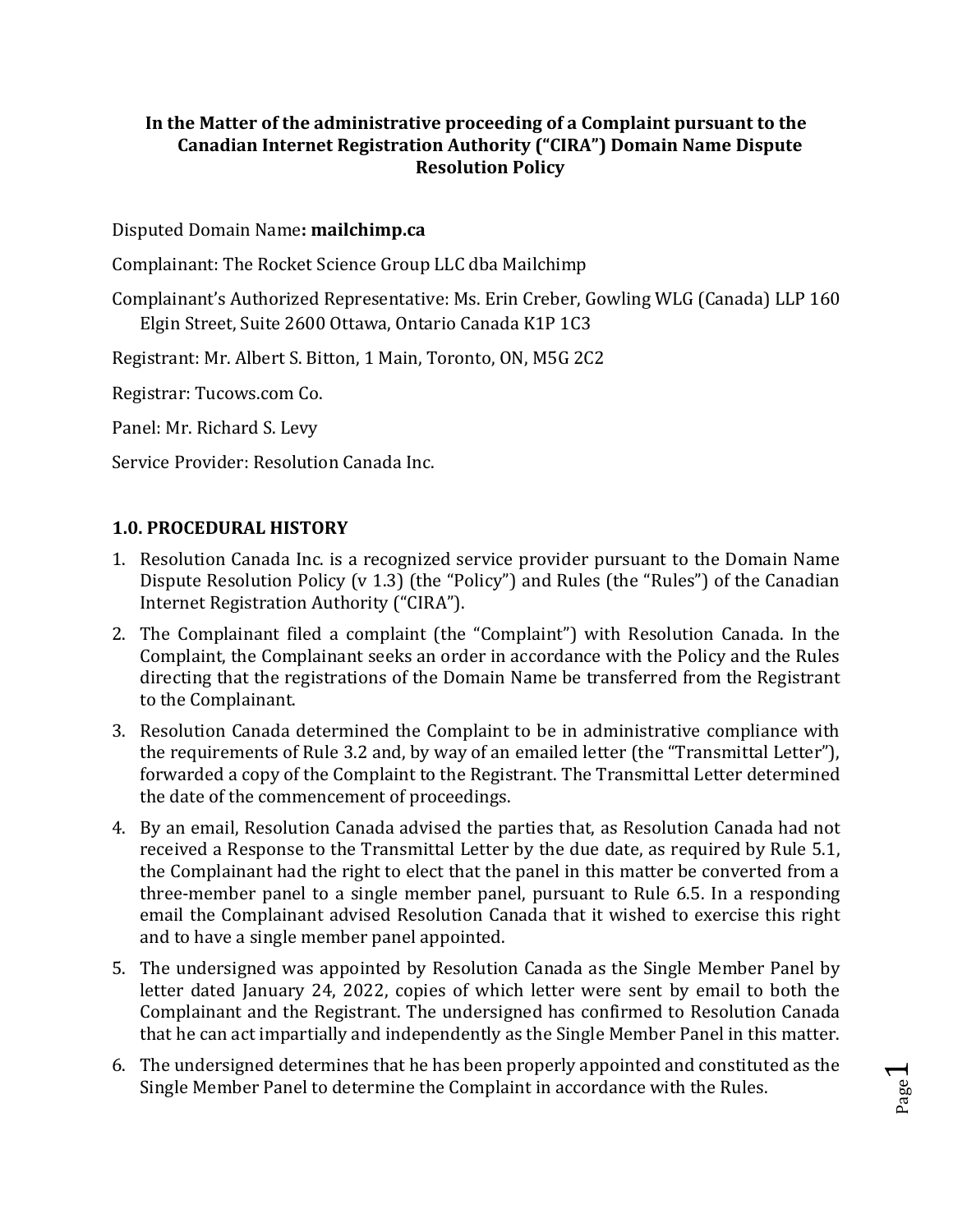**In the Matter of the administrative proceeding of a Complaint pursuant to the Canadian Internet Registration Authority ("CIRA") Domain Name Dispute Resolution Policy**

Disputed Domain Name**: mailchimp.ca**

Complainant: The Rocket Science Group LLC dba Mailchimp

Complainant's Authorized Representative: Ms. Erin Creber, Gowling WLG (Canada) LLP 160 Elgin Street, Suite 2600 Ottawa, Ontario Canada K1P 1C3

Registrant: Mr. Albert S. Bitton, 1 Main, Toronto, ON, M5G 2C2

Registrar: Tucows.com Co.

Panel: Mr. Richard S. Levy

Service Provider: Resolution Canada Inc.

## 1.0. PROCEDURAL HISTORY

1. Resolution Canada Inc. is a recognized service provider pursuant to the Domain Name Dispute Resolution Policy (v 1.3) (the "Policy") and Rules (the "Rules") of the Canadian Internet Registration Authority ("CIRA").
2. The Complainant filed a complaint (the "Complaint") with Resolution Canada. In the Complaint, the Complainant seeks an order in accordance with the Policy and the Rules directing that the registrations of the Domain Name be transferred from the Registrant to the Complainant.
3. Resolution Canada determined the Complaint to be in administrative compliance with the requirements of Rule 3.2 and, by way of an emailed letter (the "Transmittal Letter"), forwarded a copy of the Complaint to the Registrant. The Transmittal Letter determined the date of the commencement of proceedings.
4. By an email, Resolution Canada advised the parties that, as Resolution Canada had not received a Response to the Transmittal Letter by the due date, as required by Rule 5.1, the Complainant had the right to elect that the panel in this matter be converted from a three-member panel to a single member panel, pursuant to Rule 6.5. In a responding email the Complainant advised Resolution Canada that it wished to exercise this right and to have a single member panel appointed.
5. The undersigned was appointed by Resolution Canada as the Single Member Panel by letter dated January 24, 2022, copies of which letter were sent by email to both the Complainant and the Registrant. The undersigned has confirmed to Resolution Canada that he can act impartially and independently as the Single Member Panel in this matter.
6. The undersigned determines that he has been properly appointed and constituted as the Single Member Panel to determine the Complaint in accordance with the Rules.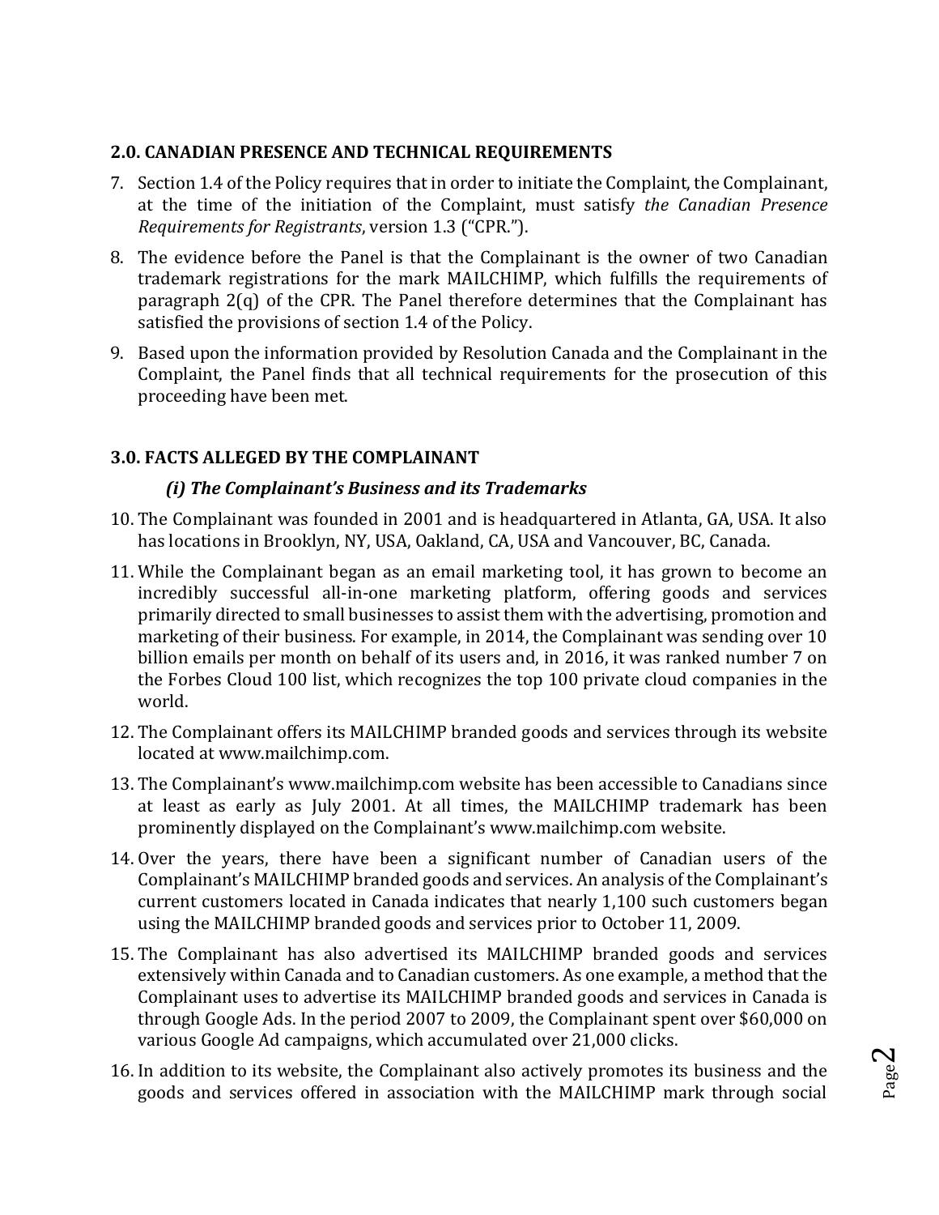## 2.0. CANADIAN PRESENCE AND TECHNICAL REQUIREMENTS

7. Section 1.4 of the Policy requires that in order to initiate the Complaint, the Complainant, at the time of the initiation of the Complaint, must satisfy *the Canadian Presence Requirements for Registrants*, version 1.3 ("CPR.").

8. The evidence before the Panel is that the Complainant is the owner of two Canadian trademark registrations for the mark MAILCHIMP, which fulfills the requirements of paragraph 2(q) of the CPR. The Panel therefore determines that the Complainant has satisfied the provisions of section 1.4 of the Policy.

9. Based upon the information provided by Resolution Canada and the Complainant in the Complaint, the Panel finds that all technical requirements for the prosecution of this proceeding have been met.

## 3.0. FACTS ALLEGED BY THE COMPLAINANT

### *(i) The Complainant's Business and its Trademarks*

10. The Complainant was founded in 2001 and is headquartered in Atlanta, GA, USA. It also has locations in Brooklyn, NY, USA, Oakland, CA, USA and Vancouver, BC, Canada.

11. While the Complainant began as an email marketing tool, it has grown to become an incredibly successful all-in-one marketing platform, offering goods and services primarily directed to small businesses to assist them with the advertising, promotion and marketing of their business. For example, in 2014, the Complainant was sending over 10 billion emails per month on behalf of its users and, in 2016, it was ranked number 7 on the Forbes Cloud 100 list, which recognizes the top 100 private cloud companies in the world.

12. The Complainant offers its MAILCHIMP branded goods and services through its website located at www.mailchimp.com.

13. The Complainant's www.mailchimp.com website has been accessible to Canadians since at least as early as July 2001. At all times, the MAILCHIMP trademark has been prominently displayed on the Complainant's www.mailchimp.com website.

14. Over the years, there have been a significant number of Canadian users of the Complainant's MAILCHIMP branded goods and services. An analysis of the Complainant's current customers located in Canada indicates that nearly 1,100 such customers began using the MAILCHIMP branded goods and services prior to October 11, 2009.

15. The Complainant has also advertised its MAILCHIMP branded goods and services extensively within Canada and to Canadian customers. As one example, a method that the Complainant uses to advertise its MAILCHIMP branded goods and services in Canada is through Google Ads. In the period 2007 to 2009, the Complainant spent over $60,000 on various Google Ad campaigns, which accumulated over 21,000 clicks.

16. In addition to its website, the Complainant also actively promotes its business and the goods and services offered in association with the MAILCHIMP mark through social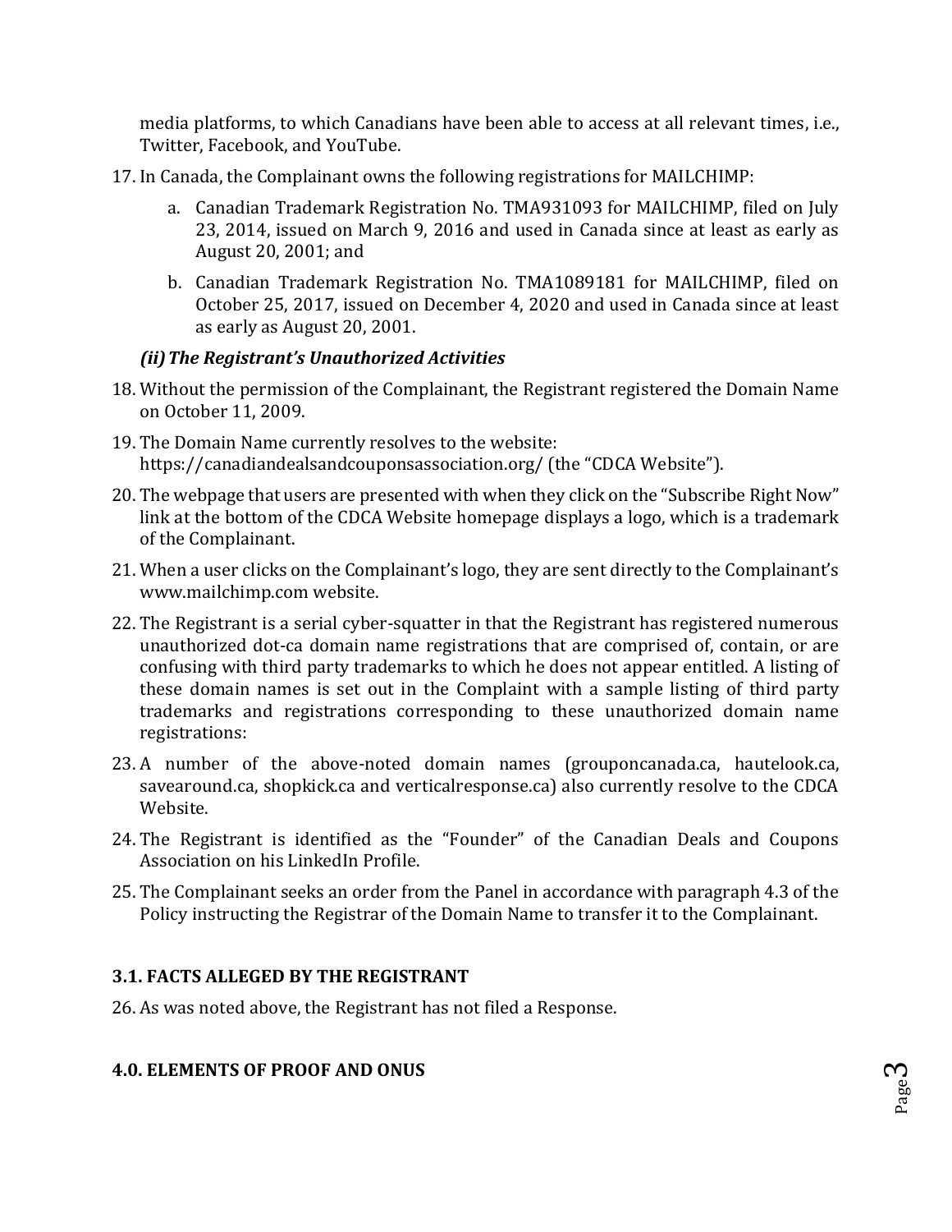media platforms, to which Canadians have been able to access at all relevant times, i.e., Twitter, Facebook, and YouTube.

17. In Canada, the Complainant owns the following registrations for MAILCHIMP:

    a. Canadian Trademark Registration No. TMA931093 for MAILCHIMP, filed on July 23, 2014, issued on March 9, 2016 and used in Canada since at least as early as August 20, 2001; and

    b. Canadian Trademark Registration No. TMA1089181 for MAILCHIMP, filed on October 25, 2017, issued on December 4, 2020 and used in Canada since at least as early as August 20, 2001.

***(ii) The Registrant's Unauthorized Activities***

18. Without the permission of the Complainant, the Registrant registered the Domain Name on October 11, 2009.

19. The Domain Name currently resolves to the website: https://canadiandealsandcouponsassociation.org/ (the "CDCA Website").

20. The webpage that users are presented with when they click on the "Subscribe Right Now" link at the bottom of the CDCA Website homepage displays a logo, which is a trademark of the Complainant.

21. When a user clicks on the Complainant's logo, they are sent directly to the Complainant's www.mailchimp.com website.

22. The Registrant is a serial cyber-squatter in that the Registrant has registered numerous unauthorized dot-ca domain name registrations that are comprised of, contain, or are confusing with third party trademarks to which he does not appear entitled. A listing of these domain names is set out in the Complaint with a sample listing of third party trademarks and registrations corresponding to these unauthorized domain name registrations:

23. A number of the above-noted domain names (grouponcanada.ca, hautelook.ca, savearound.ca, shopkick.ca and verticalresponse.ca) also currently resolve to the CDCA Website.

24. The Registrant is identified as the "Founder" of the Canadian Deals and Coupons Association on his LinkedIn Profile.

25. The Complainant seeks an order from the Panel in accordance with paragraph 4.3 of the Policy instructing the Registrar of the Domain Name to transfer it to the Complainant.

### 3.1. FACTS ALLEGED BY THE REGISTRANT

26. As was noted above, the Registrant has not filed a Response.

### 4.0. ELEMENTS OF PROOF AND ONUS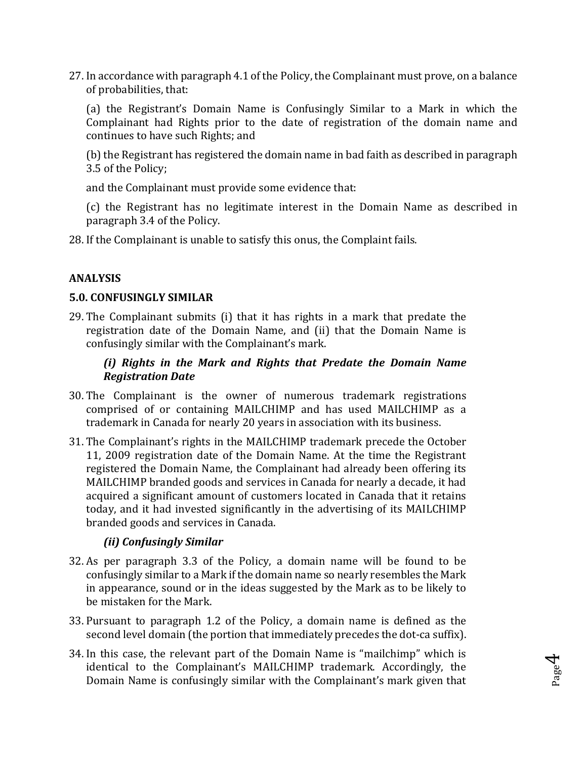27. In accordance with paragraph 4.1 of the Policy, the Complainant must prove, on a balance of probabilities, that:

    (a) the Registrant's Domain Name is Confusingly Similar to a Mark in which the Complainant had Rights prior to the date of registration of the domain name and continues to have such Rights; and

    (b) the Registrant has registered the domain name in bad faith as described in paragraph 3.5 of the Policy;

    and the Complainant must provide some evidence that:

    (c) the Registrant has no legitimate interest in the Domain Name as described in paragraph 3.4 of the Policy.

28. If the Complainant is unable to satisfy this onus, the Complaint fails.

**ANALYSIS**

**5.0. CONFUSINGLY SIMILAR**

29. The Complainant submits (i) that it has rights in a mark that predate the registration date of the Domain Name, and (ii) that the Domain Name is confusingly similar with the Complainant's mark.

    ***(i) Rights in the Mark and Rights that Predate the Domain Name Registration Date***

30. The Complainant is the owner of numerous trademark registrations comprised of or containing MAILCHIMP and has used MAILCHIMP as a trademark in Canada for nearly 20 years in association with its business.

31. The Complainant's rights in the MAILCHIMP trademark precede the October 11, 2009 registration date of the Domain Name. At the time the Registrant registered the Domain Name, the Complainant had already been offering its MAILCHIMP branded goods and services in Canada for nearly a decade, it had acquired a significant amount of customers located in Canada that it retains today, and it had invested significantly in the advertising of its MAILCHIMP branded goods and services in Canada.

    ***(ii) Confusingly Similar***

32. As per paragraph 3.3 of the Policy, a domain name will be found to be confusingly similar to a Mark if the domain name so nearly resembles the Mark in appearance, sound or in the ideas suggested by the Mark as to be likely to be mistaken for the Mark.

33. Pursuant to paragraph 1.2 of the Policy, a domain name is defined as the second level domain (the portion that immediately precedes the dot-ca suffix).

34. In this case, the relevant part of the Domain Name is "mailchimp" which is identical to the Complainant's MAILCHIMP trademark. Accordingly, the Domain Name is confusingly similar with the Complainant's mark given that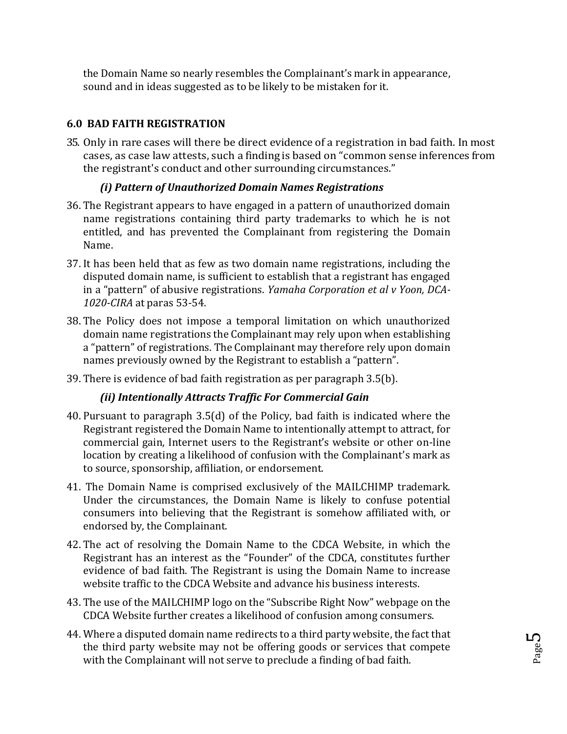the Domain Name so nearly resembles the Complainant's mark in appearance, sound and in ideas suggested as to be likely to be mistaken for it.

## 6.0 BAD FAITH REGISTRATION

35. Only in rare cases will there be direct evidence of a registration in bad faith. In most cases, as case law attests, such a finding is based on "common sense inferences from the registrant's conduct and other surrounding circumstances."

### *(i) Pattern of Unauthorized Domain Names Registrations*

36. The Registrant appears to have engaged in a pattern of unauthorized domain name registrations containing third party trademarks to which he is not entitled, and has prevented the Complainant from registering the Domain Name.

37. It has been held that as few as two domain name registrations, including the disputed domain name, is sufficient to establish that a registrant has engaged in a "pattern" of abusive registrations. *Yamaha Corporation et al v Yoon, DCA-1020-CIRA* at paras 53-54.

38. The Policy does not impose a temporal limitation on which unauthorized domain name registrations the Complainant may rely upon when establishing a "pattern" of registrations. The Complainant may therefore rely upon domain names previously owned by the Registrant to establish a "pattern".

39. There is evidence of bad faith registration as per paragraph 3.5(b).

### *(ii) Intentionally Attracts Traffic For Commercial Gain*

40. Pursuant to paragraph 3.5(d) of the Policy, bad faith is indicated where the Registrant registered the Domain Name to intentionally attempt to attract, for commercial gain, Internet users to the Registrant's website or other on-line location by creating a likelihood of confusion with the Complainant's mark as to source, sponsorship, affiliation, or endorsement.

41. The Domain Name is comprised exclusively of the MAILCHIMP trademark. Under the circumstances, the Domain Name is likely to confuse potential consumers into believing that the Registrant is somehow affiliated with, or endorsed by, the Complainant.

42. The act of resolving the Domain Name to the CDCA Website, in which the Registrant has an interest as the "Founder" of the CDCA, constitutes further evidence of bad faith. The Registrant is using the Domain Name to increase website traffic to the CDCA Website and advance his business interests.

43. The use of the MAILCHIMP logo on the "Subscribe Right Now" webpage on the CDCA Website further creates a likelihood of confusion among consumers.

44. Where a disputed domain name redirects to a third party website, the fact that the third party website may not be offering goods or services that compete with the Complainant will not serve to preclude a finding of bad faith.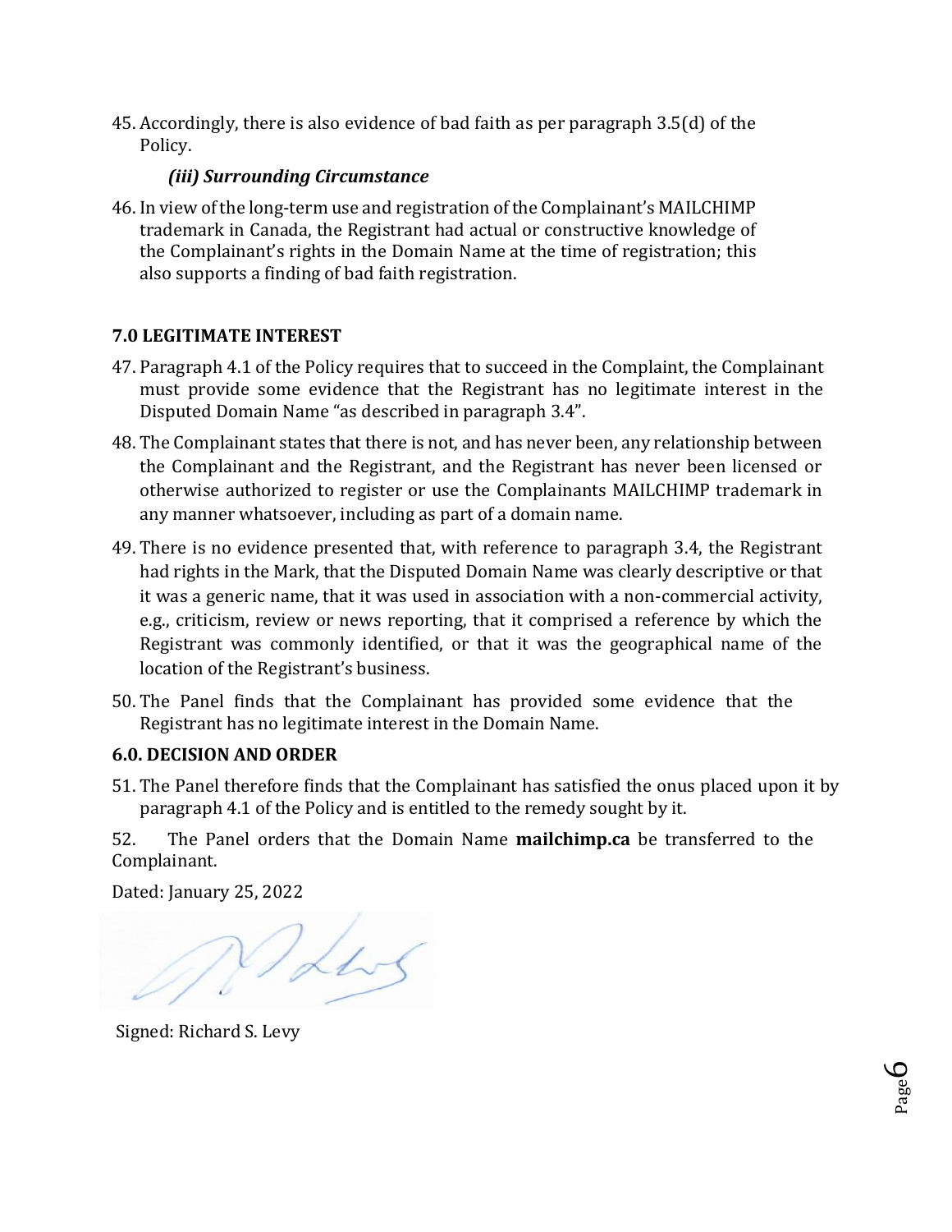45. Accordingly, there is also evidence of bad faith as per paragraph 3.5(d) of the Policy.

### *(iii) Surrounding Circumstance*

46. In view of the long-term use and registration of the Complainant's MAILCHIMP trademark in Canada, the Registrant had actual or constructive knowledge of the Complainant's rights in the Domain Name at the time of registration; this also supports a finding of bad faith registration.

## 7.0 LEGITIMATE INTEREST

47. Paragraph 4.1 of the Policy requires that to succeed in the Complaint, the Complainant must provide some evidence that the Registrant has no legitimate interest in the Disputed Domain Name "as described in paragraph 3.4".

48. The Complainant states that there is not, and has never been, any relationship between the Complainant and the Registrant, and the Registrant has never been licensed or otherwise authorized to register or use the Complainants MAILCHIMP trademark in any manner whatsoever, including as part of a domain name.

49. There is no evidence presented that, with reference to paragraph 3.4, the Registrant had rights in the Mark, that the Disputed Domain Name was clearly descriptive or that it was a generic name, that it was used in association with a non-commercial activity, e.g., criticism, review or news reporting, that it comprised a reference by which the Registrant was commonly identified, or that it was the geographical name of the location of the Registrant's business.

50. The Panel finds that the Complainant has provided some evidence that the Registrant has no legitimate interest in the Domain Name.

## 6.0. DECISION AND ORDER

51. The Panel therefore finds that the Complainant has satisfied the onus placed upon it by paragraph 4.1 of the Policy and is entitled to the remedy sought by it.

52. The Panel orders that the Domain Name **mailchimp.ca** be transferred to the Complainant.

Dated: January 25, 2022

Signed: Richard S. Levy